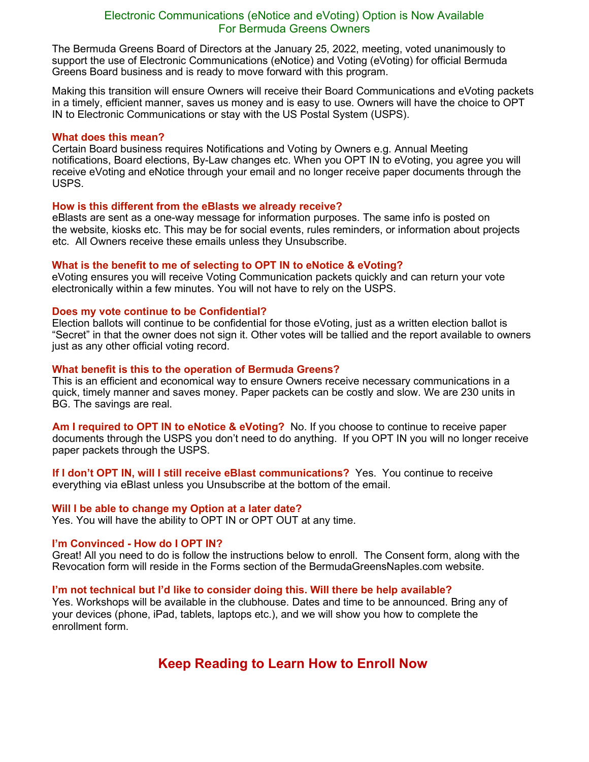# Electronic Communications (eNotice and eVoting) Option is Now Available For Bermuda Greens Owners

The Bermuda Greens Board of Directors at the January 25, 2022, meeting, voted unanimously to support the use of Electronic Communications (eNotice) and Voting (eVoting) for official Bermuda Greens Board business and is ready to move forward with this program.

Making this transition will ensure Owners will receive their Board Communications and eVoting packets in a timely, efficient manner, saves us money and is easy to use. Owners will have the choice to OPT IN to Electronic Communications or stay with the US Postal System (USPS).

### What does this mean?

Certain Board business requires Notifications and Voting by Owners e.g. Annual Meeting notifications, Board elections, By-Law changes etc. When you OPT IN to eVoting, you agree you will receive eVoting and eNotice through your email and no longer receive paper documents through the USPS.

### How is this different from the eBlasts we already receive?

eBlasts are sent as a one-way message for information purposes. The same info is posted on the website, kiosks etc. This may be for social events, rules reminders, or information about projects etc. All Owners receive these emails unless they Unsubscribe.

### What is the benefit to me of selecting to OPT IN to eNotice & eVoting?

eVoting ensures you will receive Voting Communication packets quickly and can return your vote electronically within a few minutes. You will not have to rely on the USPS.

### Does my vote continue to be Confidential?

Election ballots will continue to be confidential for those eVoting, just as a written election ballot is “Secret” in that the owner does not sign it. Other votes will be tallied and the report available to owners just as any other official voting record.

### What benefit is this to the operation of Bermuda Greens?

This is an efficient and economical way to ensure Owners receive necessary communications in a quick, timely manner and saves money. Paper packets can be costly and slow. We are 230 units in BG. The savings are real.

**Am I required to OPT IN to eNotice & eVoting?** No. If you choose to continue to receive paper documents through the USPS you don’t need to do anything. If you OPT IN you will no longer receive paper packets through the USPS.

**If I don’t OPT IN, will I still receive eBlast communications?** Yes. You continue to receive everything via eBlast unless you Unsubscribe at the bottom of the email.

### Will I be able to change my Option at a later date?

Yes. You will have the ability to OPT IN or OPT OUT at any time.

### I’m Convinced - How do I OPT IN?

Great! All you need to do is follow the instructions below to enroll. The Consent form, along with the Revocation form will reside in the Forms section of the BermudaGreensNaples.com website.

### I’m not technical but I’d like to consider doing this. Will there be help available?

Yes. Workshops will be available in the clubhouse. Dates and time to be announced. Bring any of your devices (phone, iPad, tablets, laptops etc.), and we will show you how to complete the enrollment form.

## Keep Reading to Learn How to Enroll Now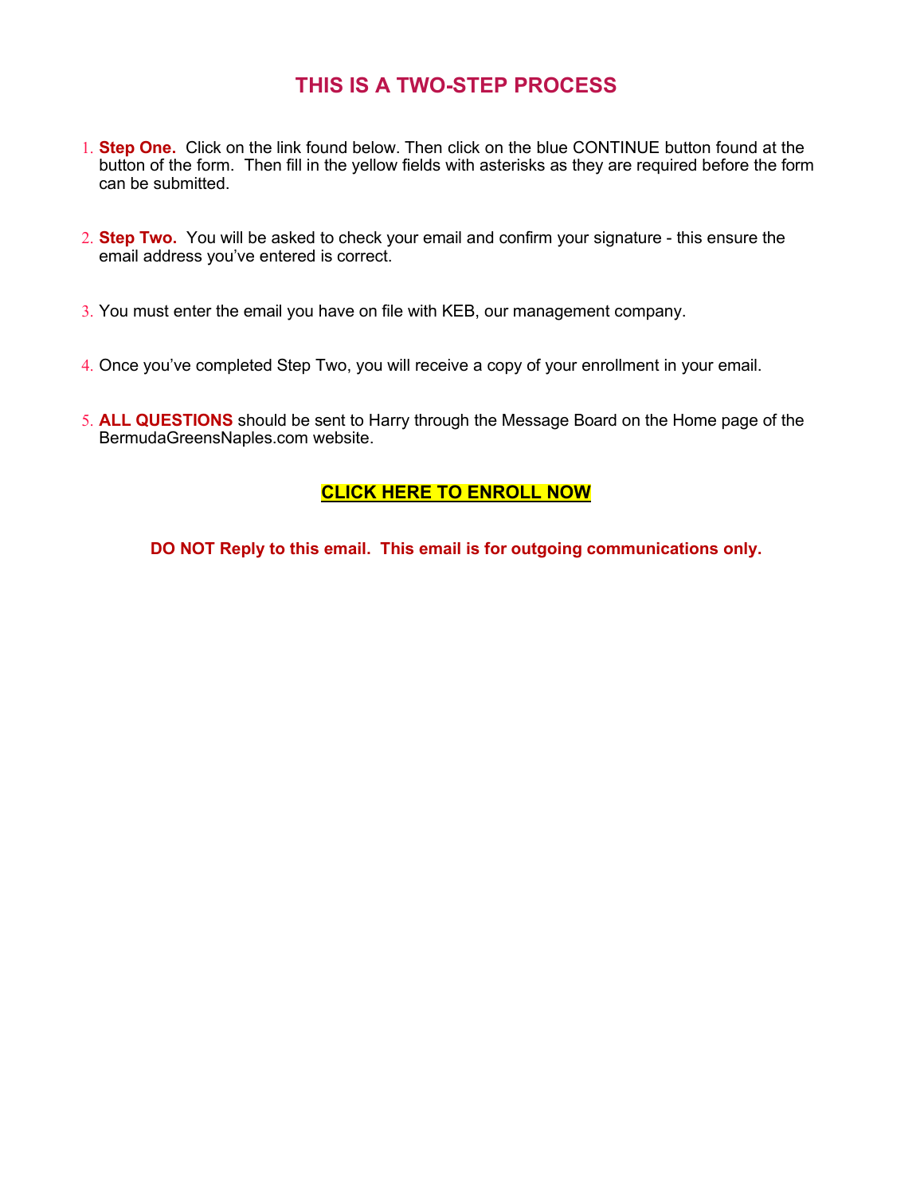## THIS IS A TWO-STEP PROCESS

1. **Step One.** Click on the link found below. Then click on the blue CONTINUE button found at the button of the form. Then fill in the yellow fields with asterisks as they are required before the form can be submitted.

2. **Step Two.** You will be asked to check your email and confirm your signature - this ensure the email address you've entered is correct.

3. You must enter the email you have on file with KEB, our management company.

4. Once you've completed Step Two, you will receive a copy of your enrollment in your email.

5. **ALL QUESTIONS** should be sent to Harry through the Message Board on the Home page of the BermudaGreensNaples.com website.

**CLICK HERE TO ENROLL NOW**

**DO NOT Reply to this email. This email is for outgoing communications only.**